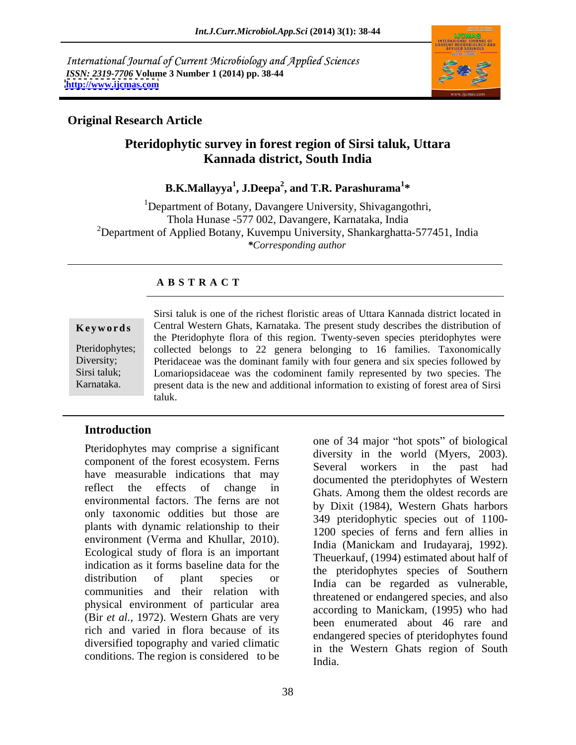International Journal of Current Microbiology and Applied Sciences
*ISSN: 2319-7706* **Volume 3 Number 1 (2014) pp. 38-44**
**http://www.ijcmas.com**

**Original Research Article**

# Pteridophytic survey in forest region of Sirsi taluk, Uttara Kannada district, South India

**B.K.Mallayya[1], J.Deepa[2], and T.R. Parashurama[1]***

[1]Department of Botany, Davangere University, Shivagangothri, Thola Hunase -577 002, Davangere, Karnataka, India
[2]Department of Applied Botany, Kuvempu University, Shankarghatta-577451, India
**Corresponding author*

## ABSTRACT

**Keywords**

Pteridophytes; Diversity; Sirsi taluk; Karnataka.

Sirsi taluk is one of the richest floristic areas of Uttara Kannada district located in Central Western Ghats, Karnataka. The present study describes the distribution of the Pteridophyte flora of this region. Twenty-seven species pteridophytes were collected belongs to 22 genera belonging to 16 families. Taxonomically Pteridaceae was the dominant family with four genera and six species followed by Lomariopsidaceae was the codominent family represented by two species. The present data is the new and additional information to existing of forest area of Sirsi taluk.

## Introduction

Pteridophytes may comprise a significant component of the forest ecosystem. Ferns have measurable indications that may reflect the effects of change in environmental factors. The ferns are not only taxonomic oddities but those are plants with dynamic relationship to their environment (Verma and Khullar, 2010). Ecological study of flora is an important indication as it forms baseline data for the distribution of plant species or communities and their relation with physical environment of particular area (Bir *et al.*, 1972). Western Ghats are very rich and varied in flora because of its diversified topography and varied climatic conditions. The region is considered to be one of 34 major "hot spots" of biological diversity in the world (Myers, 2003). Several workers in the past had documented the pteridophytes of Western Ghats. Among them the oldest records are by Dixit (1984), Western Ghats harbors 349 pteridophytic species out of 1100-1200 species of ferns and fern allies in India (Manickam and Irudayaraj, 1992). Theuerkauf, (1994) estimated about half of the pteridophytes species of Southern India can be regarded as vulnerable, threatened or endangered species, and also according to Manickam, (1995) who had been enumerated about 46 rare and endangered species of pteridophytes found in the Western Ghats region of South India.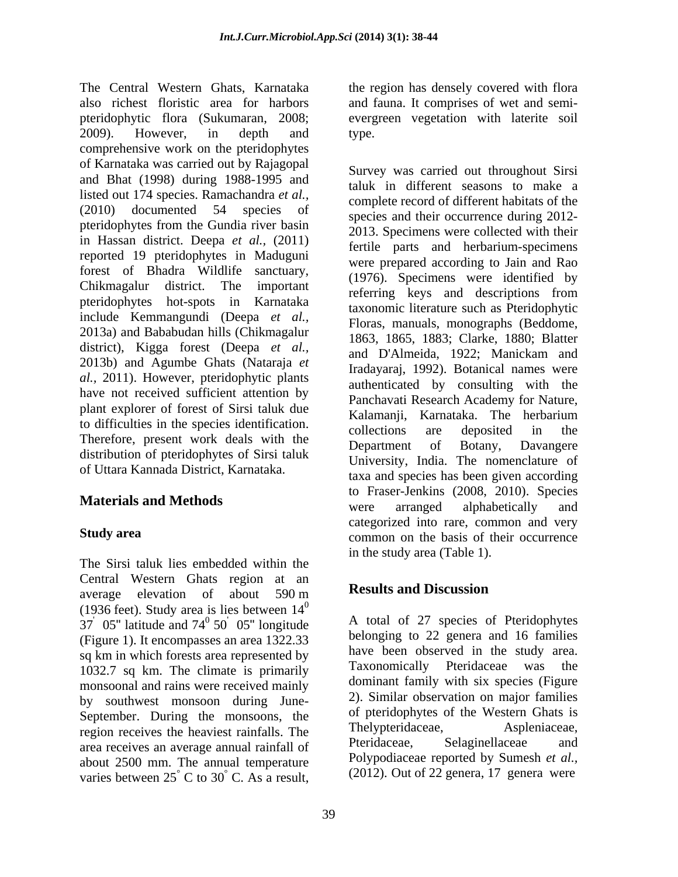The Central Western Ghats, Karnataka also richest floristic area for harbors pteridophytic flora (Sukumaran, 2008; 2009). However, in depth and comprehensive work on the pteridophytes of Karnataka was carried out by Rajagopal and Bhat (1998) during 1988-1995 and listed out 174 species. Ramachandra *et al.*, (2010) documented 54 species of pteridophytes from the Gundia river basin in Hassan district. Deepa *et al.*, (2011) reported 19 pteridophytes in Maduguni forest of Bhadra Wildlife sanctuary, Chikmagalur district. The important pteridophytes hot-spots in Karnataka include Kemmangundi (Deepa *et al.*, 2013a) and Bababudan hills (Chikmagalur district), Kigga forest (Deepa *et al.*, 2013b) and Agumbe Ghats (Nataraja *et al.*, 2011). However, pteridophytic plants have not received sufficient attention by plant explorer of forest of Sirsi taluk due to difficulties in the species identification. Therefore, present work deals with the distribution of pteridophytes of Sirsi taluk of Uttara Kannada District, Karnataka.

## Materials and Methods

### Study area

The Sirsi taluk lies embedded within the Central Western Ghats region at an average elevation of about 590 m (1936 feet). Study area is lies between $14^{0}$ $37^{'}$ 05" latitude and $74^{0}$ $50^{'}$ 05" longitude (Figure 1). It encompasses an area 1322.33 sq km in which forests area represented by 1032.7 sq km. The climate is primarily monsoonal and rains were received mainly by southwest monsoon during June-September. During the monsoons, the region receives the heaviest rainfalls. The area receives an average annual rainfall of about 2500 mm. The annual temperature varies between $25^{\circ}$ C to $30^{\circ}$ C. As a result, the region has densely covered with flora and fauna. It comprises of wet and semi-evergreen vegetation with laterite soil type.

Survey was carried out throughout Sirsi taluk in different seasons to make a complete record of different habitats of the species and their occurrence during 2012-2013. Specimens were collected with their fertile parts and herbarium-specimens were prepared according to Jain and Rao (1976). Specimens were identified by referring keys and descriptions from taxonomic literature such as Pteridophytic Floras, manuals, monographs (Beddome, 1863, 1865, 1883; Clarke, 1880; Blatter and D'Almeida, 1922; Manickam and Iradayaraj, 1992). Botanical names were authenticated by consulting with the Panchavati Research Academy for Nature, Kalamanji, Karnataka. The herbarium collections are deposited in the Department of Botany, Davangere University, India. The nomenclature of taxa and species has been given according to Fraser-Jenkins (2008, 2010). Species were arranged alphabetically and categorized into rare, common and very common on the basis of their occurrence in the study area (Table 1).

## Results and Discussion

A total of 27 species of Pteridophytes belonging to 22 genera and 16 families have been observed in the study area. Taxonomically Pteridaceae was the dominant family with six species (Figure 2). Similar observation on major families of pteridophytes of the Western Ghats is Thelypteridaceae, Aspleniaceae, Pteridaceae, Selaginellaceae and Polypodiaceae reported by Sumesh *et al.*, (2012). Out of 22 genera, 17 genera were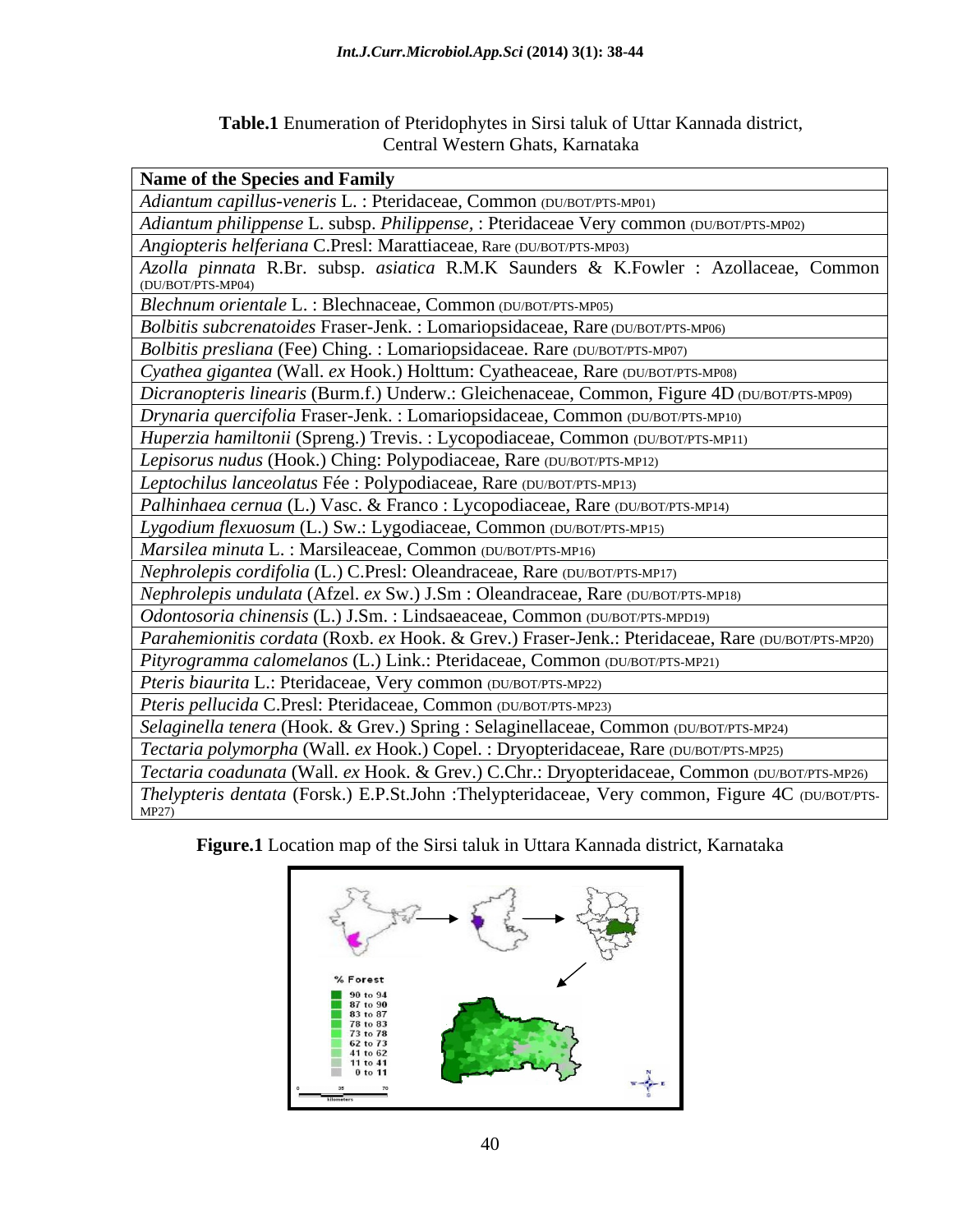**Table.1** Enumeration of Pteridophytes in Sirsi taluk of Uttar Kannada district, Central Western Ghats, Karnataka

| Name of the Species and Family |
|---|
| *Adiantum capillus-veneris* L. : Pteridaceae, Common (DU/BOT/PTS-MP01) |
| *Adiantum philippense* L. subsp. *Philippense*, : Pteridaceae Very common (DU/BOT/PTS-MP02) |
| *Angiopteris helferiana* C.Presl: Marattiaceae, Rare (DU/BOT/PTS-MP03) |
| *Azolla pinnata* R.Br. subsp. *asiatica* R.M.K Saunders & K.Fowler : Azollaceae, Common (DU/BOT/PTS-MP04) |
| *Blechnum orientale* L. : Blechnaceae, Common (DU/BOT/PTS-MP05) |
| *Bolbitis subcrenatoides* Fraser-Jenk. : Lomariopsidaceae, Rare (DU/BOT/PTS-MP06) |
| *Bolbitis presliana* (Fee) Ching. : Lomariopsidaceae. Rare (DU/BOT/PTS-MP07) |
| *Cyathea gigantea* (Wall. *ex* Hook.) Holttum: Cyatheaceae, Rare (DU/BOT/PTS-MP08) |
| *Dicranopteris linearis* (Burm.f.) Underw.: Gleichenaceae, Common, Figure 4D (DU/BOT/PTS-MP09) |
| *Drynaria quercifolia* Fraser-Jenk. : Lomariopsidaceae, Common (DU/BOT/PTS-MP10) |
| *Huperzia hamiltonii* (Spreng.) Trevis. : Lycopodiaceae, Common (DU/BOT/PTS-MP11) |
| *Lepisorus nudus* (Hook.) Ching: Polypodiaceae, Rare (DU/BOT/PTS-MP12) |
| *Leptochilus lanceolatus* Fée : Polypodiaceae, Rare (DU/BOT/PTS-MP13) |
| *Palhinhaea cernua* (L.) Vasc. & Franco : Lycopodiaceae, Rare (DU/BOT/PTS-MP14) |
| *Lygodium flexuosum* (L.) Sw.: Lygodiaceae, Common (DU/BOT/PTS-MP15) |
| *Marsilea minuta* L. : Marsileaceae, Common (DU/BOT/PTS-MP16) |
| *Nephrolepis cordifolia* (L.) C.Presl: Oleandraceae, Rare (DU/BOT/PTS-MP17) |
| *Nephrolepis undulata* (Afzel. *ex* Sw.) J.Sm : Oleandraceae, Rare (DU/BOT/PTS-MP18) |
| *Odontosoria chinensis* (L.) J.Sm. : Lindsaeaceae, Common (DU/BOT/PTS-MPD19) |
| *Parahemionitis cordata* (Roxb. *ex* Hook. & Grev.) Fraser-Jenk.: Pteridaceae, Rare (DU/BOT/PTS-MP20) |
| *Pityrogramma calomelanos* (L.) Link.: Pteridaceae, Common (DU/BOT/PTS-MP21) |
| *Pteris biaurita* L.: Pteridaceae, Very common (DU/BOT/PTS-MP22) |
| *Pteris pellucida* C.Presl: Pteridaceae, Common (DU/BOT/PTS-MP23) |
| *Selaginella tenera* (Hook. & Grev.) Spring : Selaginellaceae, Common (DU/BOT/PTS-MP24) |
| *Tectaria polymorpha* (Wall. *ex* Hook.) Copel. : Dryopteridaceae, Rare (DU/BOT/PTS-MP25) |
| *Tectaria coadunata* (Wall. *ex* Hook. & Grev.) C.Chr.: Dryopteridaceae, Common (DU/BOT/PTS-MP26) |
| *Thelypteris dentata* (Forsk.) E.P.St.John :Thelypteridaceae, Very common, Figure 4C (DU/BOT/PTS-MP27) |

**Figure.1** Location map of the Sirsi taluk in Uttara Kannada district, Karnataka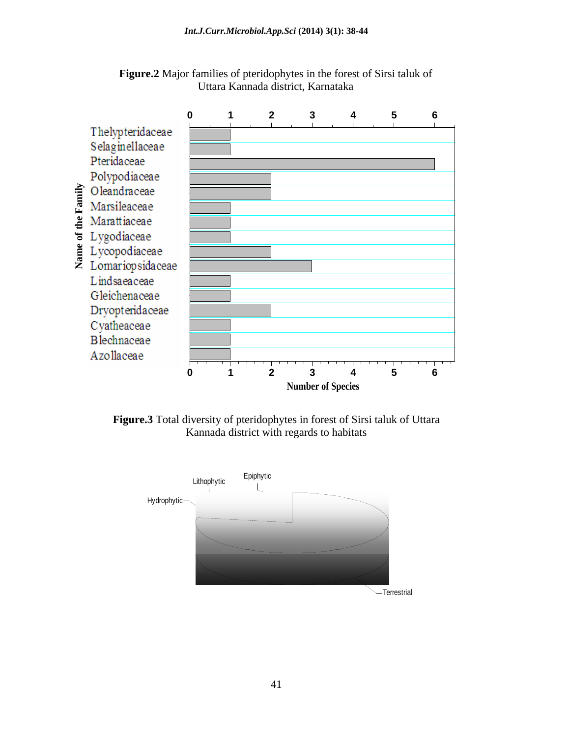**Figure.2** Major families of pteridophytes in the forest of Sirsi taluk of Uttara Kannada district, Karnataka

**Figure.3** Total diversity of pteridophytes in forest of Sirsi taluk of Uttara Kannada district with regards to habitats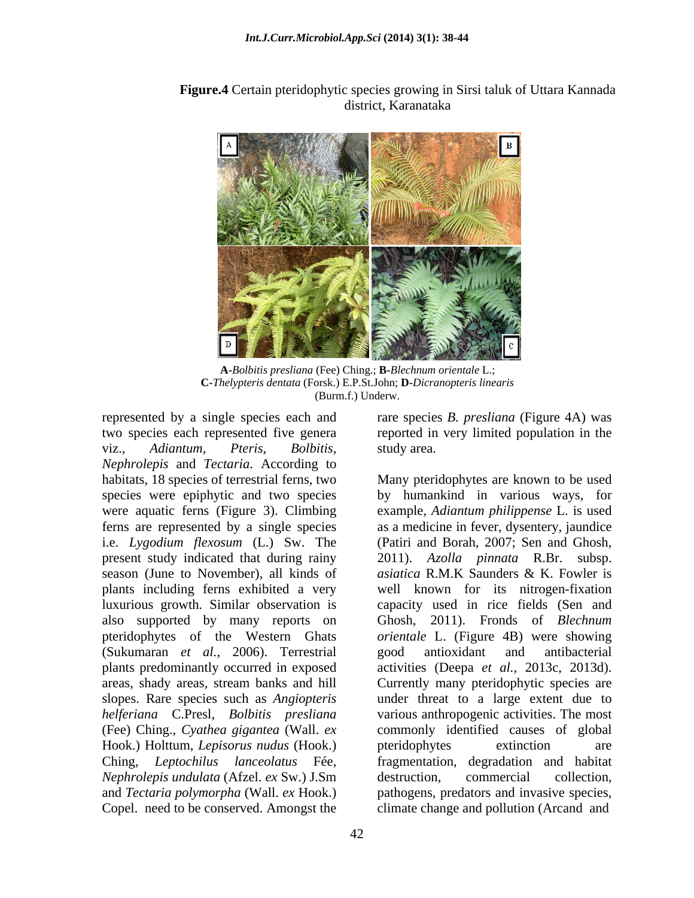**Figure.4** Certain pteridophytic species growing in Sirsi taluk of Uttara Kannada district, Karanataka

**A**-*Bolbitis presliana* (Fee) Ching.; **B**-*Blechnum orientale* L.; **C**-*Thelypteris dentata* (Forsk.) E.P.St.John; **D**-*Dicranopteris linearis* (Burm.f.) Underw.

represented by a single species each and two species each represented five genera viz., *Adiantum*, *Pteris*, *Bolbitis*, *Nephrolepis* and *Tectaria*. According to habitats, 18 species of terrestrial ferns, two species were epiphytic and two species were aquatic ferns (Figure 3). Climbing ferns are represented by a single species i.e. *Lygodium flexosum* (L.) Sw. The present study indicated that during rainy season (June to November), all kinds of plants including ferns exhibited a very luxurious growth. Similar observation is also supported by many reports on pteridophytes of the Western Ghats (Sukumaran *et al.*, 2006). Terrestrial plants predominantly occurred in exposed areas, shady areas, stream banks and hill slopes. Rare species such as *Angiopteris helferiana* C.Presl, *Bolbitis presliana* (Fee) Ching., *Cyathea gigantea* (Wall. *ex* Hook.) Holttum, *Lepisorus nudus* (Hook.) Ching, *Leptochilus lanceolatus* Fée, *Nephrolepis undulata* (Afzel. *ex* Sw.) J.Sm and *Tectaria polymorpha* (Wall. *ex* Hook.) Copel. need to be conserved. Amongst the rare species *B. presliana* (Figure 4A) was reported in very limited population in the study area.

Many pteridophytes are known to be used by humankind in various ways, for example, *Adiantum philippense* L. is used as a medicine in fever, dysentery, jaundice (Patiri and Borah, 2007; Sen and Ghosh, 2011). *Azolla pinnata* R.Br. subsp. *asiatica* R.M.K Saunders & K. Fowler is well known for its nitrogen-fixation capacity used in rice fields (Sen and Ghosh, 2011). Fronds of *Blechnum orientale* L. (Figure 4B) were showing good antioxidant and antibacterial activities (Deepa *et al.*, 2013c, 2013d). Currently many pteridophytic species are under threat to a large extent due to various anthropogenic activities. The most commonly identified causes of global pteridophytes extinction are fragmentation, degradation and habitat destruction, commercial collection, pathogens, predators and invasive species, climate change and pollution (Arcand and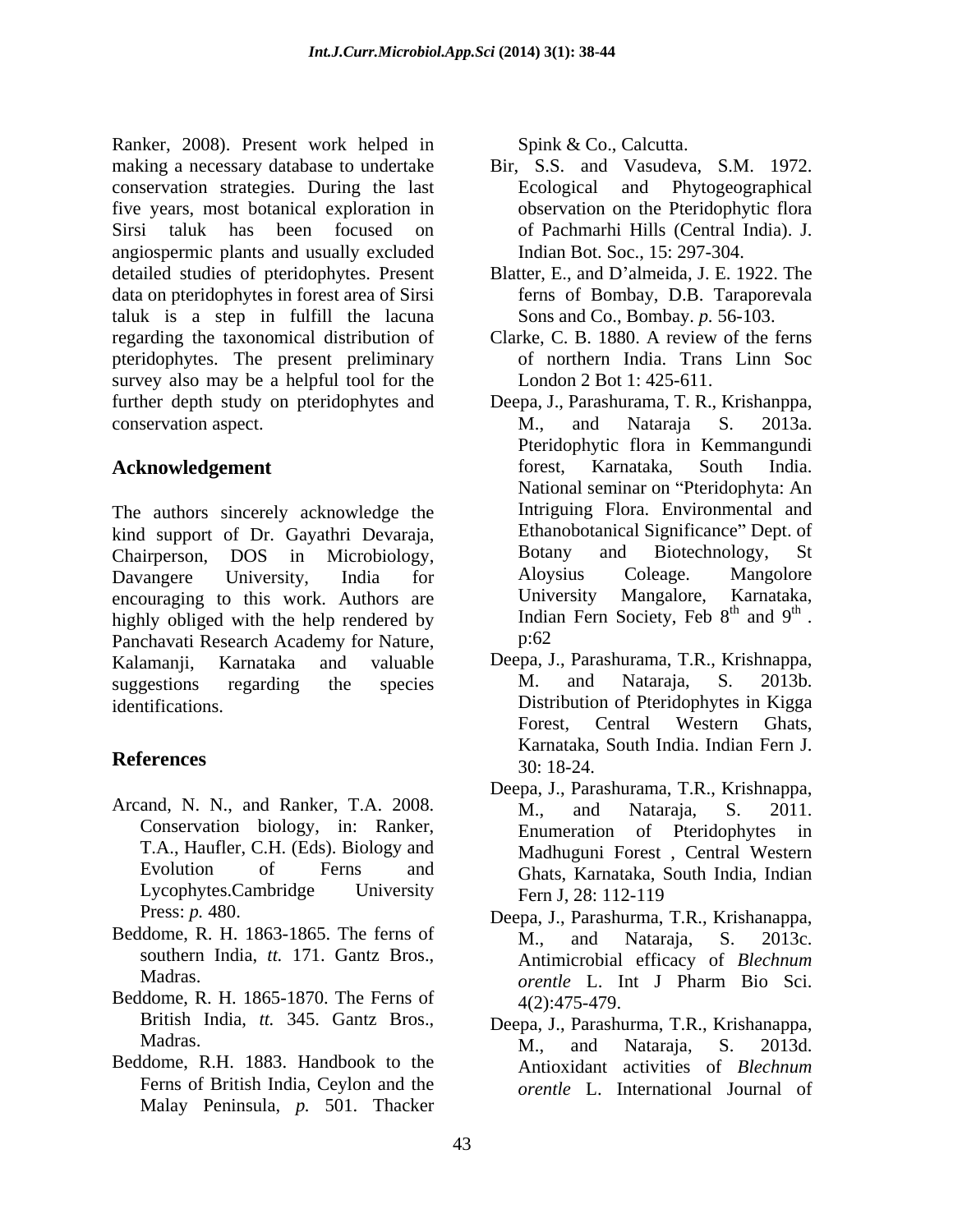Ranker, 2008). Present work helped in making a necessary database to undertake conservation strategies. During the last five years, most botanical exploration in Sirsi taluk has been focused on angiospermic plants and usually excluded detailed studies of pteridophytes. Present data on pteridophytes in forest area of Sirsi taluk is a step in fulfill the lacuna regarding the taxonomical distribution of pteridophytes. The present preliminary survey also may be a helpful tool for the further depth study on pteridophytes and conservation aspect.

## Acknowledgement

The authors sincerely acknowledge the kind support of Dr. Gayathri Devaraja, Chairperson, DOS in Microbiology, Davangere University, India for encouraging to this work. Authors are highly obliged with the help rendered by Panchavati Research Academy for Nature, Kalamanji, Karnataka and valuable suggestions regarding the species identifications.

## References

Arcand, N. N., and Ranker, T.A. 2008. Conservation biology, in: Ranker, T.A., Haufler, C.H. (Eds). Biology and Evolution of Ferns and Lycophytes.Cambridge University Press: *p.* 480.

Beddome, R. H. 1863-1865. The ferns of southern India, *tt.* 171. Gantz Bros., Madras.

Beddome, R. H. 1865-1870. The Ferns of British India, *tt.* 345. Gantz Bros., Madras.

Beddome, R.H. 1883. Handbook to the Ferns of British India, Ceylon and the Malay Peninsula, *p.* 501. Thacker Spink & Co., Calcutta.

Bir, S.S. and Vasudeva, S.M. 1972. Ecological and Phytogeographical observation on the Pteridophytic flora of Pachmarhi Hills (Central India). J. Indian Bot. Soc., 15: 297-304.

Blatter, E., and D'almeida, J. E. 1922. The ferns of Bombay, D.B. Taraporevala Sons and Co., Bombay. *p.* 56-103.

Clarke, C. B. 1880. A review of the ferns of northern India. Trans Linn Soc London 2 Bot 1: 425-611.

Deepa, J., Parashurama, T. R., Krishanppa, M., and Nataraja S. 2013a. Pteridophytic flora in Kemmangundi forest, Karnataka, South India. National seminar on "Pteridophyta: An Intriguing Flora. Environmental and Ethanobotanical Significance" Dept. of Botany and Biotechnology, St Aloysius Coleage. Mangolore University Mangalore, Karnataka, Indian Fern Society, Feb 8$^{th}$ and 9$^{th}$ . p:62

Deepa, J., Parashurama, T.R., Krishnappa, M. and Nataraja, S. 2013b. Distribution of Pteridophytes in Kigga Forest, Central Western Ghats, Karnataka, South India. Indian Fern J. 30: 18-24.

Deepa, J., Parashurama, T.R., Krishnappa, M., and Nataraja, S. 2011. Enumeration of Pteridophytes in Madhuguni Forest , Central Western Ghats, Karnataka, South India, Indian Fern J, 28: 112-119

Deepa, J., Parashurma, T.R., Krishanappa, M., and Nataraja, S. 2013c. Antimicrobial efficacy of *Blechnum orentle* L. Int J Pharm Bio Sci. 4(2):475-479.

Deepa, J., Parashurma, T.R., Krishanappa, M., and Nataraja, S. 2013d. Antioxidant activities of *Blechnum orentle* L. International Journal of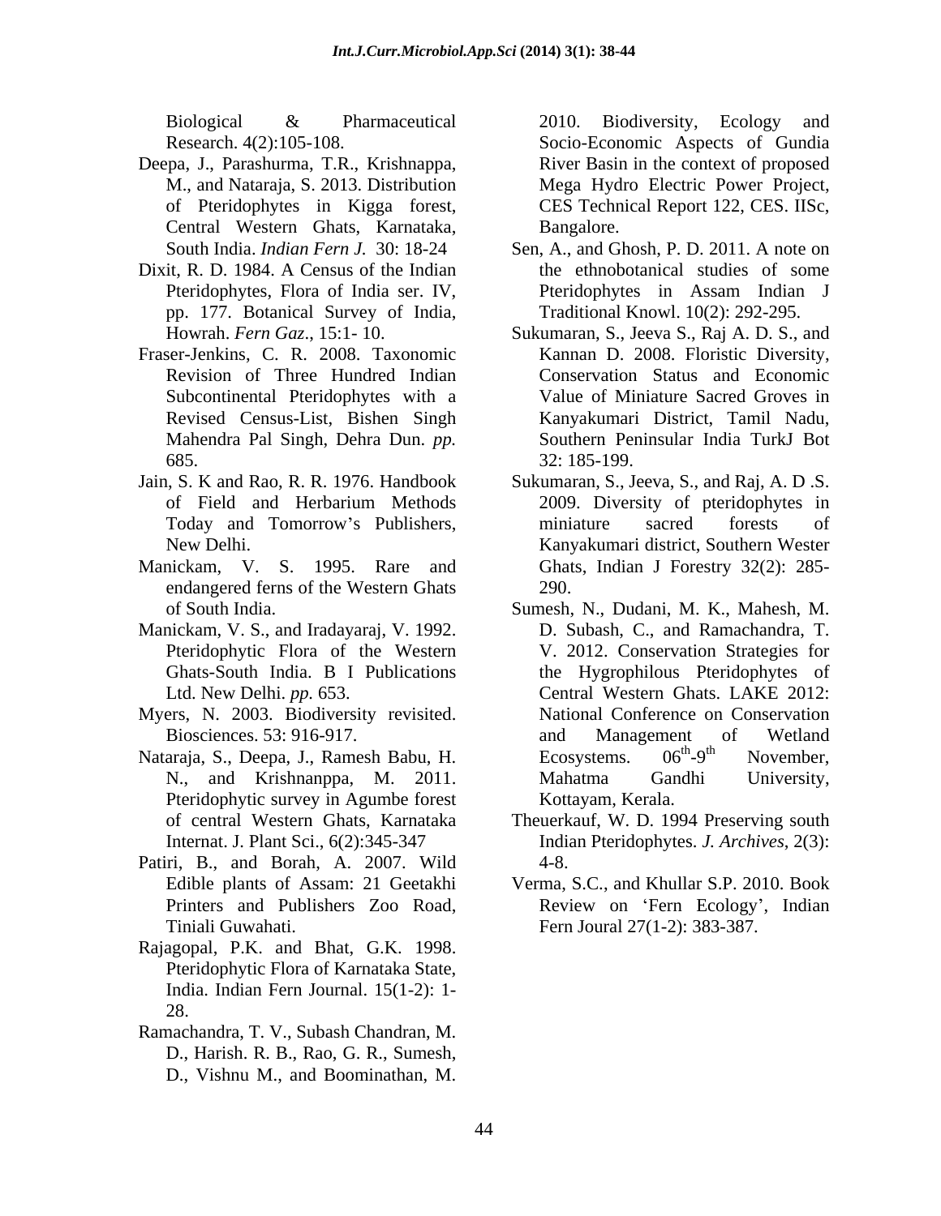Biological & Pharmaceutical Research. 4(2):105-108.

Deepa, J., Parashurma, T.R., Krishnappa, M., and Nataraja, S. 2013. Distribution of Pteridophytes in Kigga forest, Central Western Ghats, Karnataka, South India. *Indian Fern J.* 30: 18-24

Dixit, R. D. 1984. A Census of the Indian Pteridophytes, Flora of India ser. IV, pp. 177. Botanical Survey of India, Howrah. *Fern Gaz*., 15:1- 10.

Fraser-Jenkins, C. R. 2008. Taxonomic Revision of Three Hundred Indian Subcontinental Pteridophytes with a Revised Census-List, Bishen Singh Mahendra Pal Singh, Dehra Dun. *pp.* 685.

Jain, S. K and Rao, R. R. 1976. Handbook of Field and Herbarium Methods Today and Tomorrow's Publishers, New Delhi.

Manickam, V. S. 1995. Rare and endangered ferns of the Western Ghats of South India.

Manickam, V. S., and Iradayaraj, V. 1992. Pteridophytic Flora of the Western Ghats-South India. B I Publications Ltd. New Delhi. *pp.* 653.

Myers, N. 2003. Biodiversity revisited. Biosciences. 53: 916-917.

Nataraja, S., Deepa, J., Ramesh Babu, H. N., and Krishnanppa, M. 2011. Pteridophytic survey in Agumbe forest of central Western Ghats, Karnataka Internat. J. Plant Sci., 6(2):345-347

Patiri, B., and Borah, A. 2007. Wild Edible plants of Assam: 21 Geetakhi Printers and Publishers Zoo Road, Tiniali Guwahati.

Rajagopal, P.K. and Bhat, G.K. 1998. Pteridophytic Flora of Karnataka State, India. Indian Fern Journal. 15(1-2): 1-28.

Ramachandra, T. V., Subash Chandran, M. D., Harish. R. B., Rao, G. R., Sumesh, D., Vishnu M., and Boominathan, M. 2010. Biodiversity, Ecology and Socio-Economic Aspects of Gundia River Basin in the context of proposed Mega Hydro Electric Power Project, CES Technical Report 122, CES. IISc, Bangalore.

Sen, A., and Ghosh, P. D. 2011. A note on the ethnobotanical studies of some Pteridophytes in Assam Indian J Traditional Knowl. 10(2): 292-295.

Sukumaran, S., Jeeva S., Raj A. D. S., and Kannan D. 2008. Floristic Diversity, Conservation Status and Economic Value of Miniature Sacred Groves in Kanyakumari District, Tamil Nadu, Southern Peninsular India TurkJ Bot 32: 185-199.

Sukumaran, S., Jeeva, S., and Raj, A. D .S. 2009. Diversity of pteridophytes in miniature sacred forests of Kanyakumari district, Southern Wester Ghats, Indian J Forestry 32(2): 285-290.

Sumesh, N., Dudani, M. K., Mahesh, M. D. Subash, C., and Ramachandra, T. V. 2012. Conservation Strategies for the Hygrophilous Pteridophytes of Central Western Ghats. LAKE 2012: National Conference on Conservation and Management of Wetland Ecosystems. 06th-9th November, Mahatma Gandhi University, Kottayam, Kerala.

Theuerkauf, W. D. 1994 Preserving south Indian Pteridophytes. *J. Archives*, 2(3): 4-8.

Verma, S.C., and Khullar S.P. 2010. Book Review on 'Fern Ecology', Indian Fern Joural 27(1-2): 383-387.